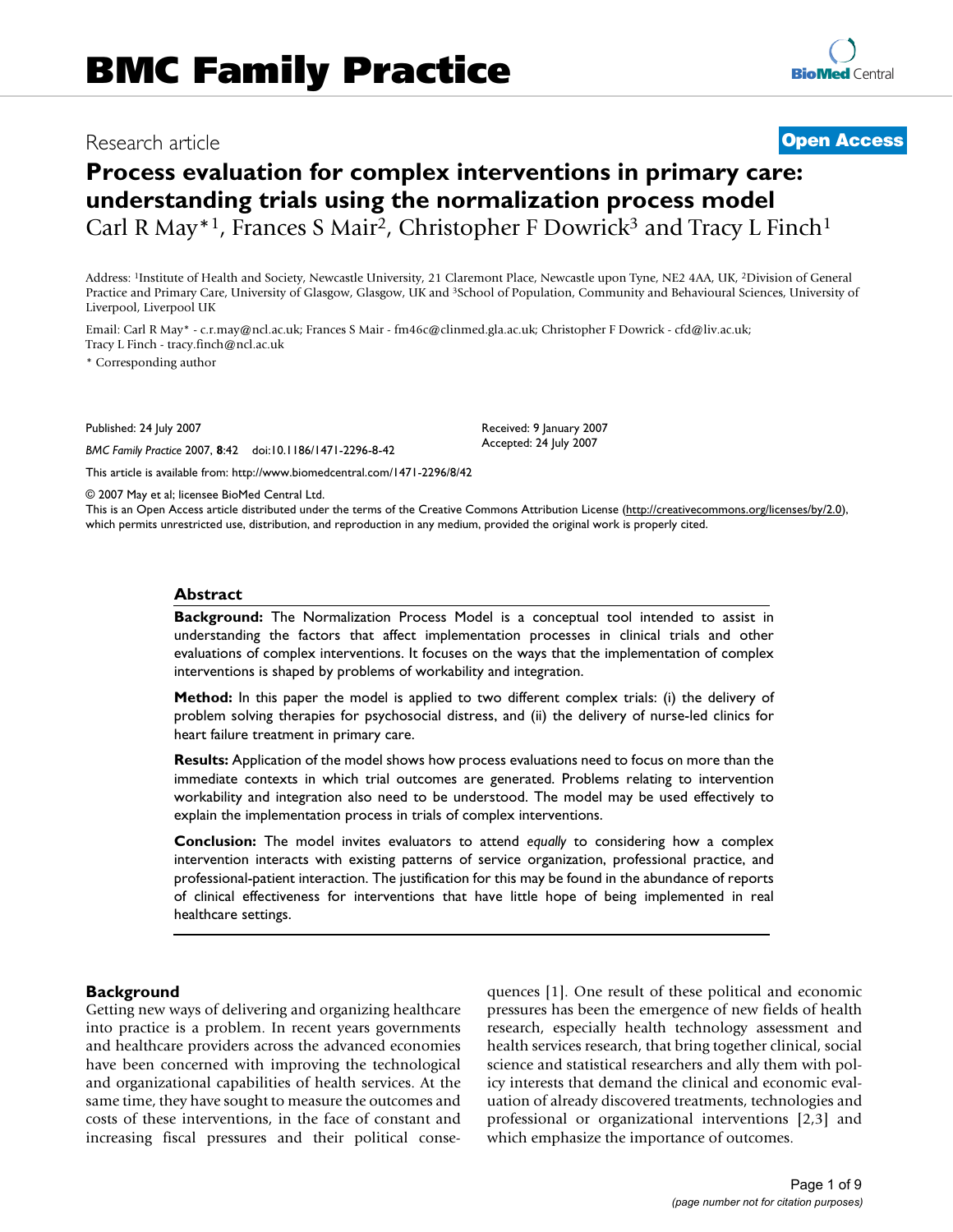# BMC Family Practice

Research article

**Open Access**

# Process evaluation for complex interventions in primary care: understanding trials using the normalization process model

Carl R May*[1], Frances S Mair[2], Christopher F Dowrick[3] and Tracy L Finch[1]

Address: [1]Institute of Health and Society, Newcastle University, 21 Claremont Place, Newcastle upon Tyne, NE2 4AA, UK, [2]Division of General Practice and Primary Care, University of Glasgow, Glasgow, UK and [3]School of Population, Community and Behavioural Sciences, University of Liverpool, Liverpool UK

Email: Carl R May* - c.r.may@ncl.ac.uk; Frances S Mair - fm46c@clinmed.gla.ac.uk; Christopher F Dowrick - cfd@liv.ac.uk; Tracy L Finch - tracy.finch@ncl.ac.uk

* Corresponding author

Published: 24 July 2007

*BMC Family Practice* 2007, **8**:42 doi:10.1186/1471-2296-8-42

Received: 9 January 2007
Accepted: 24 July 2007

This article is available from: http://www.biomedcentral.com/1471-2296/8/42

© 2007 May et al; licensee BioMed Central Ltd.
This is an Open Access article distributed under the terms of the Creative Commons Attribution License (http://creativecommons.org/licenses/by/2.0), which permits unrestricted use, distribution, and reproduction in any medium, provided the original work is properly cited.

## Abstract

**Background:** The Normalization Process Model is a conceptual tool intended to assist in understanding the factors that affect implementation processes in clinical trials and other evaluations of complex interventions. It focuses on the ways that the implementation of complex interventions is shaped by problems of workability and integration.

**Method:** In this paper the model is applied to two different complex trials: (i) the delivery of problem solving therapies for psychosocial distress, and (ii) the delivery of nurse-led clinics for heart failure treatment in primary care.

**Results:** Application of the model shows how process evaluations need to focus on more than the immediate contexts in which trial outcomes are generated. Problems relating to intervention workability and integration also need to be understood. The model may be used effectively to explain the implementation process in trials of complex interventions.

**Conclusion:** The model invites evaluators to attend *equally* to considering how a complex intervention interacts with existing patterns of service organization, professional practice, and professional-patient interaction. The justification for this may be found in the abundance of reports of clinical effectiveness for interventions that have little hope of being implemented in real healthcare settings.

## Background

Getting new ways of delivering and organizing healthcare into practice is a problem. In recent years governments and healthcare providers across the advanced economies have been concerned with improving the technological and organizational capabilities of health services. At the same time, they have sought to measure the outcomes and costs of these interventions, in the face of constant and increasing fiscal pressures and their political consequences [1]. One result of these political and economic pressures has been the emergence of new fields of health research, especially health technology assessment and health services research, that bring together clinical, social science and statistical researchers and ally them with policy interests that demand the clinical and economic evaluation of already discovered treatments, technologies and professional or organizational interventions [2,3] and which emphasize the importance of outcomes.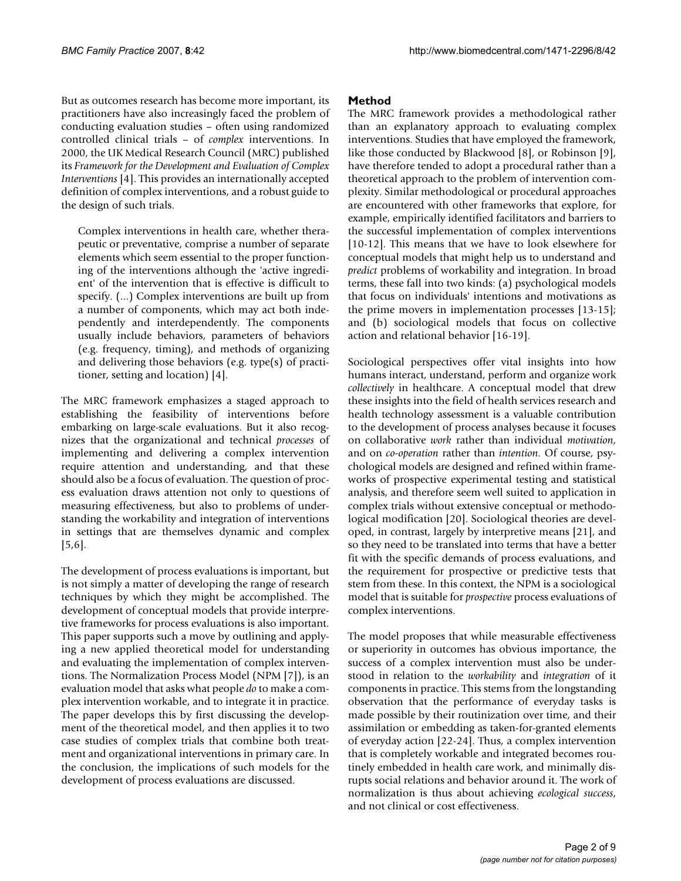But as outcomes research has become more important, its practitioners have also increasingly faced the problem of conducting evaluation studies – often using randomized controlled clinical trials – of *complex* interventions. In 2000, the UK Medical Research Council (MRC) published its *Framework for the Development and Evaluation of Complex Interventions* [4]. This provides an internationally accepted definition of complex interventions, and a robust guide to the design of such trials.

> Complex interventions in health care, whether therapeutic or preventative, comprise a number of separate elements which seem essential to the proper functioning of the interventions although the 'active ingredient' of the intervention that is effective is difficult to specify. (...) Complex interventions are built up from a number of components, which may act both independently and interdependently. The components usually include behaviors, parameters of behaviors (e.g. frequency, timing), and methods of organizing and delivering those behaviors (e.g. type(s) of practitioner, setting and location) [4].

The MRC framework emphasizes a staged approach to establishing the feasibility of interventions before embarking on large-scale evaluations. But it also recognizes that the organizational and technical *processes* of implementing and delivering a complex intervention require attention and understanding, and that these should also be a focus of evaluation. The question of process evaluation draws attention not only to questions of measuring effectiveness, but also to problems of understanding the workability and integration of interventions in settings that are themselves dynamic and complex [5,6].

The development of process evaluations is important, but is not simply a matter of developing the range of research techniques by which they might be accomplished. The development of conceptual models that provide interpretive frameworks for process evaluations is also important. This paper supports such a move by outlining and applying a new applied theoretical model for understanding and evaluating the implementation of complex interventions. The Normalization Process Model (NPM [7]), is an evaluation model that asks what people *do* to make a complex intervention workable, and to integrate it in practice. The paper develops this by first discussing the development of the theoretical model, and then applies it to two case studies of complex trials that combine both treatment and organizational interventions in primary care. In the conclusion, the implications of such models for the development of process evaluations are discussed.

## Method

The MRC framework provides a methodological rather than an explanatory approach to evaluating complex interventions. Studies that have employed the framework, like those conducted by Blackwood [8], or Robinson [9], have therefore tended to adopt a procedural rather than a theoretical approach to the problem of intervention complexity. Similar methodological or procedural approaches are encountered with other frameworks that explore, for example, empirically identified facilitators and barriers to the successful implementation of complex interventions [10-12]. This means that we have to look elsewhere for conceptual models that might help us to understand and *predict* problems of workability and integration. In broad terms, these fall into two kinds: (a) psychological models that focus on individuals' intentions and motivations as the prime movers in implementation processes [13-15]; and (b) sociological models that focus on collective action and relational behavior [16-19].

Sociological perspectives offer vital insights into how humans interact, understand, perform and organize work *collectively* in healthcare. A conceptual model that drew these insights into the field of health services research and health technology assessment is a valuable contribution to the development of process analyses because it focuses on collaborative *work* rather than individual *motivation*, and on *co-operation* rather than *intention*. Of course, psychological models are designed and refined within frameworks of prospective experimental testing and statistical analysis, and therefore seem well suited to application in complex trials without extensive conceptual or methodological modification [20]. Sociological theories are developed, in contrast, largely by interpretive means [21], and so they need to be translated into terms that have a better fit with the specific demands of process evaluations, and the requirement for prospective or predictive tests that stem from these. In this context, the NPM is a sociological model that is suitable for *prospective* process evaluations of complex interventions.

The model proposes that while measurable effectiveness or superiority in outcomes has obvious importance, the success of a complex intervention must also be understood in relation to the *workability* and *integration* of it components in practice. This stems from the longstanding observation that the performance of everyday tasks is made possible by their routinization over time, and their assimilation or embedding as taken-for-granted elements of everyday action [22-24]. Thus, a complex intervention that is completely workable and integrated becomes routinely embedded in health care work, and minimally disrupts social relations and behavior around it. The work of normalization is thus about achieving *ecological success*, and not clinical or cost effectiveness.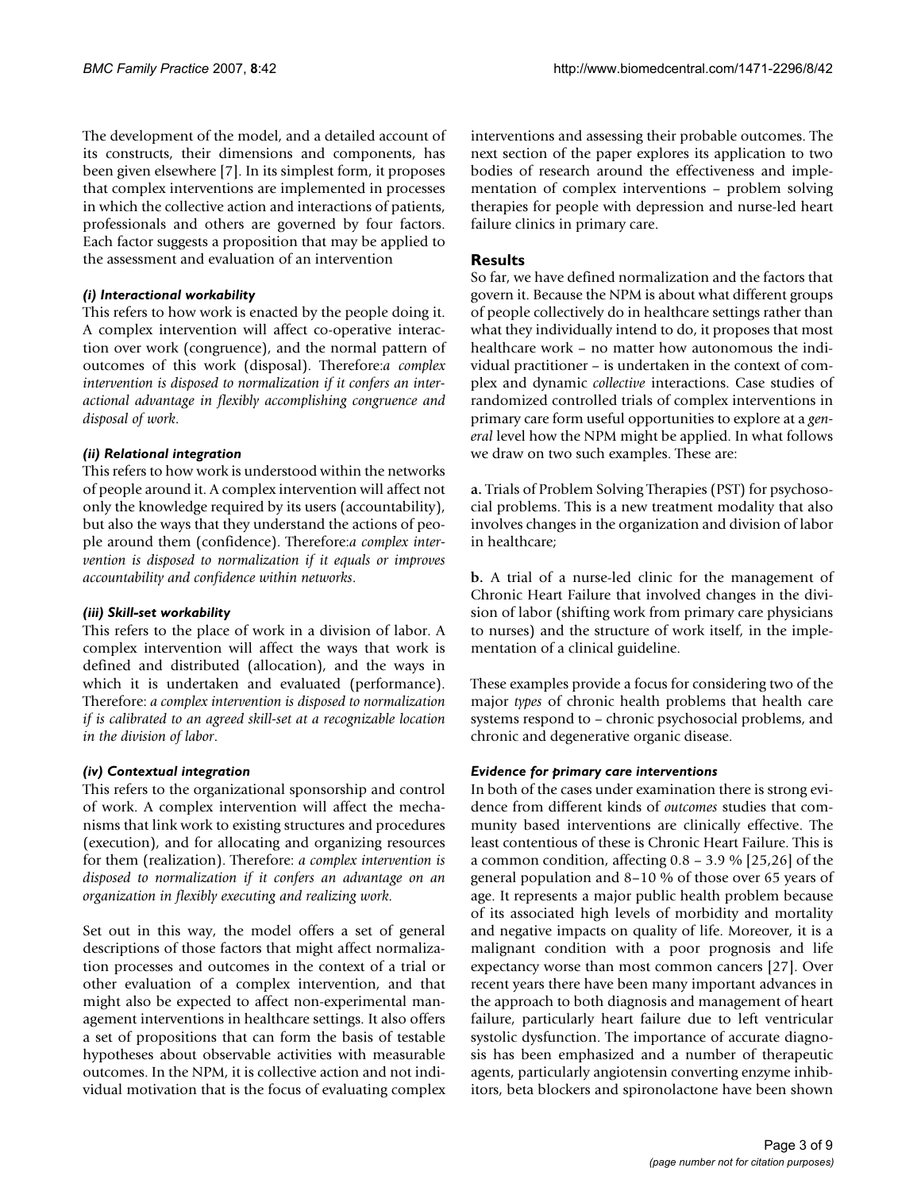The development of the model, and a detailed account of its constructs, their dimensions and components, has been given elsewhere [7]. In its simplest form, it proposes that complex interventions are implemented in processes in which the collective action and interactions of patients, professionals and others are governed by four factors. Each factor suggests a proposition that may be applied to the assessment and evaluation of an intervention

#### *(i) Interactional workability*

This refers to how work is enacted by the people doing it. A complex intervention will affect co-operative interaction over work (congruence), and the normal pattern of outcomes of this work (disposal). Therefore:*a complex intervention is disposed to normalization if it confers an interactional advantage in flexibly accomplishing congruence and disposal of work*.

#### *(ii) Relational integration*

This refers to how work is understood within the networks of people around it. A complex intervention will affect not only the knowledge required by its users (accountability), but also the ways that they understand the actions of people around them (confidence). Therefore:*a complex intervention is disposed to normalization if it equals or improves accountability and confidence within networks*.

#### *(iii) Skill-set workability*

This refers to the place of work in a division of labor. A complex intervention will affect the ways that work is defined and distributed (allocation), and the ways in which it is undertaken and evaluated (performance). Therefore: *a complex intervention is disposed to normalization if is calibrated to an agreed skill-set at a recognizable location in the division of labor*.

#### *(iv) Contextual integration*

This refers to the organizational sponsorship and control of work. A complex intervention will affect the mechanisms that link work to existing structures and procedures (execution), and for allocating and organizing resources for them (realization). Therefore: *a complex intervention is disposed to normalization if it confers an advantage on an organization in flexibly executing and realizing work.*

Set out in this way, the model offers a set of general descriptions of those factors that might affect normalization processes and outcomes in the context of a trial or other evaluation of a complex intervention, and that might also be expected to affect non-experimental management interventions in healthcare settings. It also offers a set of propositions that can form the basis of testable hypotheses about observable activities with measurable outcomes. In the NPM, it is collective action and not individual motivation that is the focus of evaluating complex interventions and assessing their probable outcomes. The next section of the paper explores its application to two bodies of research around the effectiveness and implementation of complex interventions – problem solving therapies for people with depression and nurse-led heart failure clinics in primary care.

## Results

So far, we have defined normalization and the factors that govern it. Because the NPM is about what different groups of people collectively do in healthcare settings rather than what they individually intend to do, it proposes that most healthcare work – no matter how autonomous the individual practitioner – is undertaken in the context of complex and dynamic *collective* interactions. Case studies of randomized controlled trials of complex interventions in primary care form useful opportunities to explore at a *general* level how the NPM might be applied. In what follows we draw on two such examples. These are:

**a.** Trials of Problem Solving Therapies (PST) for psychosocial problems. This is a new treatment modality that also involves changes in the organization and division of labor in healthcare;

**b.** A trial of a nurse-led clinic for the management of Chronic Heart Failure that involved changes in the division of labor (shifting work from primary care physicians to nurses) and the structure of work itself, in the implementation of a clinical guideline.

These examples provide a focus for considering two of the major *types* of chronic health problems that health care systems respond to – chronic psychosocial problems, and chronic and degenerative organic disease.

### *Evidence for primary care interventions*

In both of the cases under examination there is strong evidence from different kinds of *outcomes* studies that community based interventions are clinically effective. The least contentious of these is Chronic Heart Failure. This is a common condition, affecting 0.8 – 3.9 % [25,26] of the general population and 8–10 % of those over 65 years of age. It represents a major public health problem because of its associated high levels of morbidity and mortality and negative impacts on quality of life. Moreover, it is a malignant condition with a poor prognosis and life expectancy worse than most common cancers [27]. Over recent years there have been many important advances in the approach to both diagnosis and management of heart failure, particularly heart failure due to left ventricular systolic dysfunction. The importance of accurate diagnosis has been emphasized and a number of therapeutic agents, particularly angiotensin converting enzyme inhibitors, beta blockers and spironolactone have been shown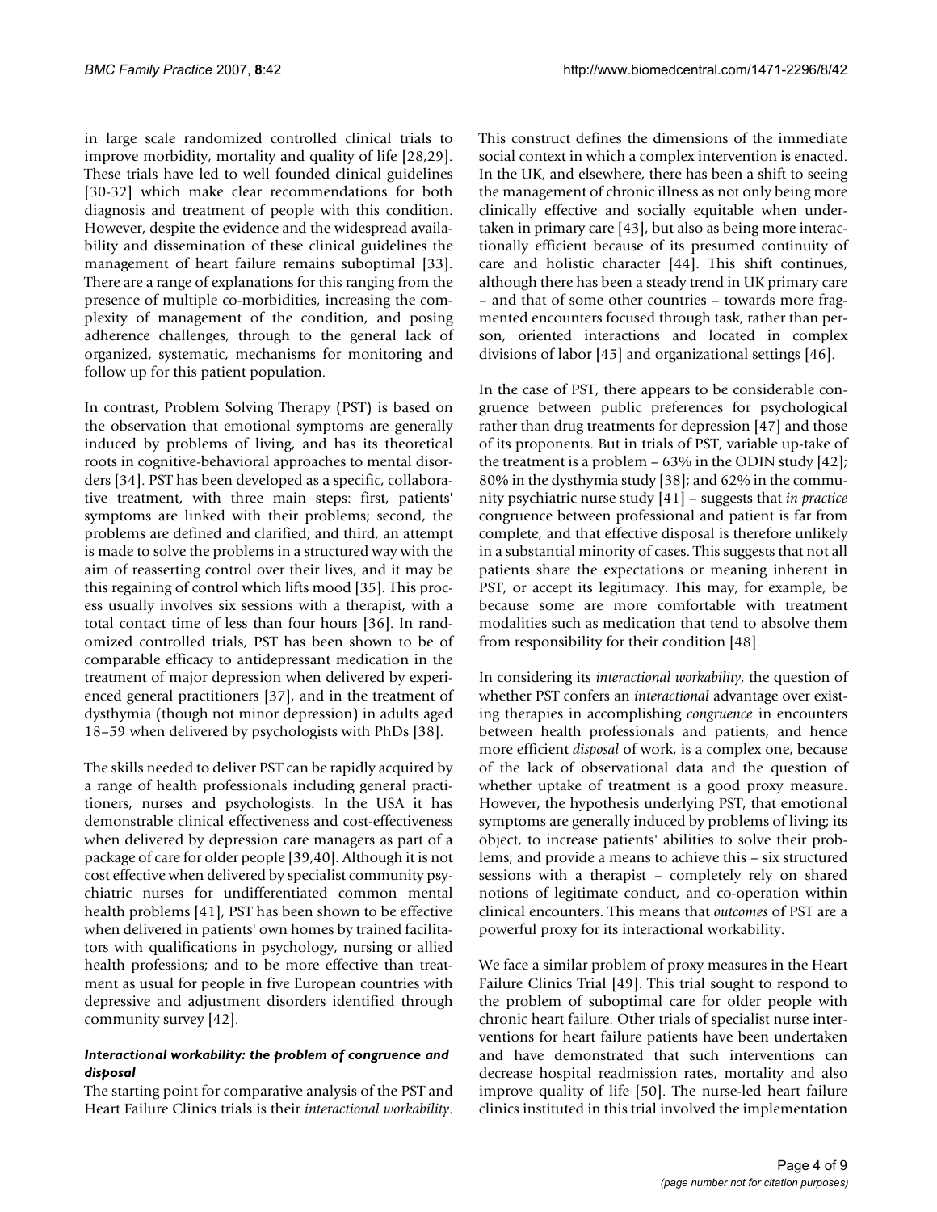in large scale randomized controlled clinical trials to improve morbidity, mortality and quality of life [28,29]. These trials have led to well founded clinical guidelines [30-32] which make clear recommendations for both diagnosis and treatment of people with this condition. However, despite the evidence and the widespread availability and dissemination of these clinical guidelines the management of heart failure remains suboptimal [33]. There are a range of explanations for this ranging from the presence of multiple co-morbidities, increasing the complexity of management of the condition, and posing adherence challenges, through to the general lack of organized, systematic, mechanisms for monitoring and follow up for this patient population.

In contrast, Problem Solving Therapy (PST) is based on the observation that emotional symptoms are generally induced by problems of living, and has its theoretical roots in cognitive-behavioral approaches to mental disorders [34]. PST has been developed as a specific, collaborative treatment, with three main steps: first, patients' symptoms are linked with their problems; second, the problems are defined and clarified; and third, an attempt is made to solve the problems in a structured way with the aim of reasserting control over their lives, and it may be this regaining of control which lifts mood [35]. This process usually involves six sessions with a therapist, with a total contact time of less than four hours [36]. In randomized controlled trials, PST has been shown to be of comparable efficacy to antidepressant medication in the treatment of major depression when delivered by experienced general practitioners [37], and in the treatment of dysthymia (though not minor depression) in adults aged 18–59 when delivered by psychologists with PhDs [38].

The skills needed to deliver PST can be rapidly acquired by a range of health professionals including general practitioners, nurses and psychologists. In the USA it has demonstrable clinical effectiveness and cost-effectiveness when delivered by depression care managers as part of a package of care for older people [39,40]. Although it is not cost effective when delivered by specialist community psychiatric nurses for undifferentiated common mental health problems [41], PST has been shown to be effective when delivered in patients' own homes by trained facilitators with qualifications in psychology, nursing or allied health professions; and to be more effective than treatment as usual for people in five European countries with depressive and adjustment disorders identified through community survey [42].

### *Interactional workability: the problem of congruence and disposal*

The starting point for comparative analysis of the PST and Heart Failure Clinics trials is their *interactional workability*. This construct defines the dimensions of the immediate social context in which a complex intervention is enacted. In the UK, and elsewhere, there has been a shift to seeing the management of chronic illness as not only being more clinically effective and socially equitable when undertaken in primary care [43], but also as being more interactionally efficient because of its presumed continuity of care and holistic character [44]. This shift continues, although there has been a steady trend in UK primary care – and that of some other countries – towards more fragmented encounters focused through task, rather than person, oriented interactions and located in complex divisions of labor [45] and organizational settings [46].

In the case of PST, there appears to be considerable congruence between public preferences for psychological rather than drug treatments for depression [47] and those of its proponents. But in trials of PST, variable up-take of the treatment is a problem – 63% in the ODIN study [42]; 80% in the dysthymia study [38]; and 62% in the community psychiatric nurse study [41] – suggests that *in practice* congruence between professional and patient is far from complete, and that effective disposal is therefore unlikely in a substantial minority of cases. This suggests that not all patients share the expectations or meaning inherent in PST, or accept its legitimacy. This may, for example, be because some are more comfortable with treatment modalities such as medication that tend to absolve them from responsibility for their condition [48].

In considering its *interactional workability*, the question of whether PST confers an *interactional* advantage over existing therapies in accomplishing *congruence* in encounters between health professionals and patients, and hence more efficient *disposal* of work, is a complex one, because of the lack of observational data and the question of whether uptake of treatment is a good proxy measure. However, the hypothesis underlying PST, that emotional symptoms are generally induced by problems of living; its object, to increase patients' abilities to solve their problems; and provide a means to achieve this – six structured sessions with a therapist – completely rely on shared notions of legitimate conduct, and co-operation within clinical encounters. This means that *outcomes* of PST are a powerful proxy for its interactional workability.

We face a similar problem of proxy measures in the Heart Failure Clinics Trial [49]. This trial sought to respond to the problem of suboptimal care for older people with chronic heart failure. Other trials of specialist nurse interventions for heart failure patients have been undertaken and have demonstrated that such interventions can decrease hospital readmission rates, mortality and also improve quality of life [50]. The nurse-led heart failure clinics instituted in this trial involved the implementation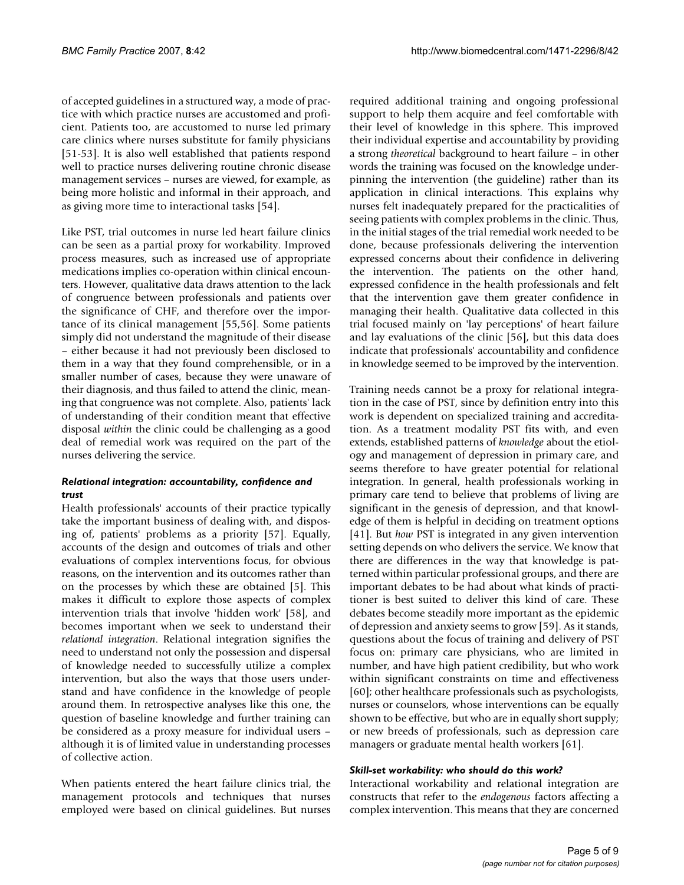of accepted guidelines in a structured way, a mode of practice with which practice nurses are accustomed and proficient. Patients too, are accustomed to nurse led primary care clinics where nurses substitute for family physicians [51-53]. It is also well established that patients respond well to practice nurses delivering routine chronic disease management services – nurses are viewed, for example, as being more holistic and informal in their approach, and as giving more time to interactional tasks [54].

Like PST, trial outcomes in nurse led heart failure clinics can be seen as a partial proxy for workability. Improved process measures, such as increased use of appropriate medications implies co-operation within clinical encounters. However, qualitative data draws attention to the lack of congruence between professionals and patients over the significance of CHF, and therefore over the importance of its clinical management [55,56]. Some patients simply did not understand the magnitude of their disease – either because it had not previously been disclosed to them in a way that they found comprehensible, or in a smaller number of cases, because they were unaware of their diagnosis, and thus failed to attend the clinic, meaning that congruence was not complete. Also, patients' lack of understanding of their condition meant that effective disposal *within* the clinic could be challenging as a good deal of remedial work was required on the part of the nurses delivering the service.

#### *Relational integration: accountability, confidence and trust*

Health professionals' accounts of their practice typically take the important business of dealing with, and disposing of, patients' problems as a priority [57]. Equally, accounts of the design and outcomes of trials and other evaluations of complex interventions focus, for obvious reasons, on the intervention and its outcomes rather than on the processes by which these are obtained [5]. This makes it difficult to explore those aspects of complex intervention trials that involve 'hidden work' [58], and becomes important when we seek to understand their *relational integration*. Relational integration signifies the need to understand not only the possession and dispersal of knowledge needed to successfully utilize a complex intervention, but also the ways that those users understand and have confidence in the knowledge of people around them. In retrospective analyses like this one, the question of baseline knowledge and further training can be considered as a proxy measure for individual users – although it is of limited value in understanding processes of collective action.

When patients entered the heart failure clinics trial, the management protocols and techniques that nurses employed were based on clinical guidelines. But nurses required additional training and ongoing professional support to help them acquire and feel comfortable with their level of knowledge in this sphere. This improved their individual expertise and accountability by providing a strong *theoretical* background to heart failure – in other words the training was focused on the knowledge underpinning the intervention (the guideline) rather than its application in clinical interactions. This explains why nurses felt inadequately prepared for the practicalities of seeing patients with complex problems in the clinic. Thus, in the initial stages of the trial remedial work needed to be done, because professionals delivering the intervention expressed concerns about their confidence in delivering the intervention. The patients on the other hand, expressed confidence in the health professionals and felt that the intervention gave them greater confidence in managing their health. Qualitative data collected in this trial focused mainly on 'lay perceptions' of heart failure and lay evaluations of the clinic [56], but this data does indicate that professionals' accountability and confidence in knowledge seemed to be improved by the intervention.

Training needs cannot be a proxy for relational integration in the case of PST, since by definition entry into this work is dependent on specialized training and accreditation. As a treatment modality PST fits with, and even extends, established patterns of *knowledge* about the etiology and management of depression in primary care, and seems therefore to have greater potential for relational integration. In general, health professionals working in primary care tend to believe that problems of living are significant in the genesis of depression, and that knowledge of them is helpful in deciding on treatment options [41]. But *how* PST is integrated in any given intervention setting depends on who delivers the service. We know that there are differences in the way that knowledge is patterned within particular professional groups, and there are important debates to be had about what kinds of practitioner is best suited to deliver this kind of care. These debates become steadily more important as the epidemic of depression and anxiety seems to grow [59]. As it stands, questions about the focus of training and delivery of PST focus on: primary care physicians, who are limited in number, and have high patient credibility, but who work within significant constraints on time and effectiveness [60]; other healthcare professionals such as psychologists, nurses or counselors, whose interventions can be equally shown to be effective, but who are in equally short supply; or new breeds of professionals, such as depression care managers or graduate mental health workers [61].

#### *Skill-set workability: who should do this work?*

Interactional workability and relational integration are constructs that refer to the *endogenous* factors affecting a complex intervention. This means that they are concerned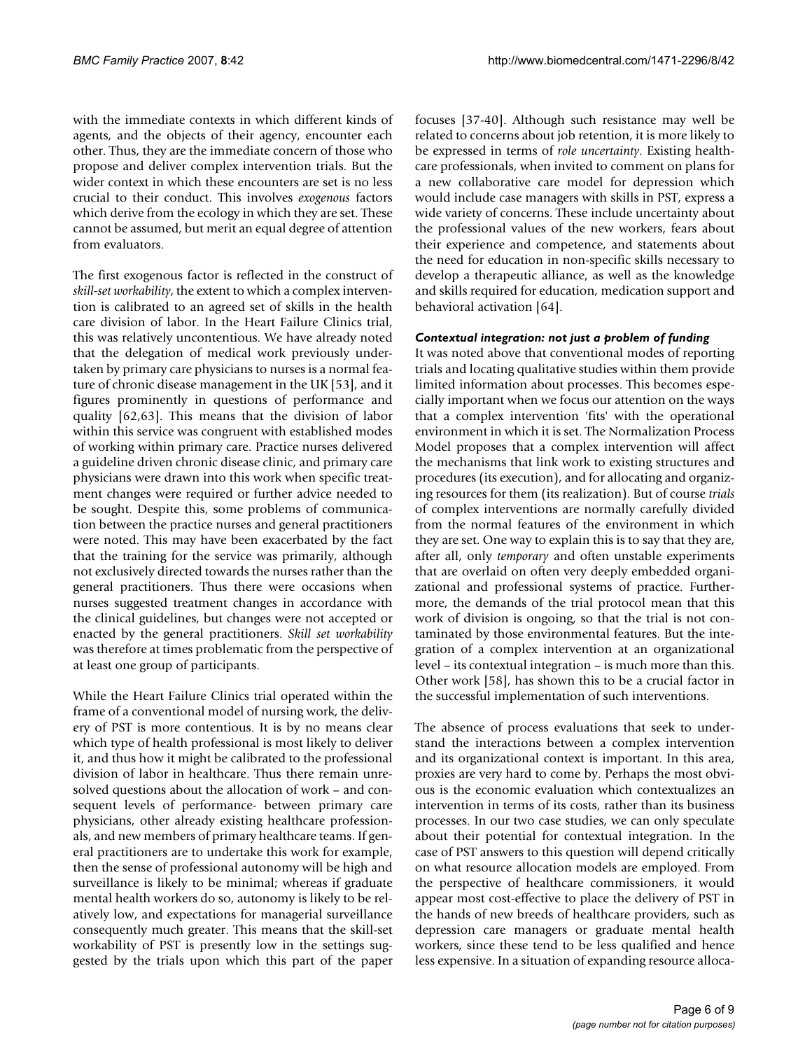with the immediate contexts in which different kinds of agents, and the objects of their agency, encounter each other. Thus, they are the immediate concern of those who propose and deliver complex intervention trials. But the wider context in which these encounters are set is no less crucial to their conduct. This involves *exogenous* factors which derive from the ecology in which they are set. These cannot be assumed, but merit an equal degree of attention from evaluators.

The first exogenous factor is reflected in the construct of *skill-set workability*, the extent to which a complex intervention is calibrated to an agreed set of skills in the health care division of labor. In the Heart Failure Clinics trial, this was relatively uncontentious. We have already noted that the delegation of medical work previously undertaken by primary care physicians to nurses is a normal feature of chronic disease management in the UK [53], and it figures prominently in questions of performance and quality [62,63]. This means that the division of labor within this service was congruent with established modes of working within primary care. Practice nurses delivered a guideline driven chronic disease clinic, and primary care physicians were drawn into this work when specific treatment changes were required or further advice needed to be sought. Despite this, some problems of communication between the practice nurses and general practitioners were noted. This may have been exacerbated by the fact that the training for the service was primarily, although not exclusively directed towards the nurses rather than the general practitioners. Thus there were occasions when nurses suggested treatment changes in accordance with the clinical guidelines, but changes were not accepted or enacted by the general practitioners. *Skill set workability* was therefore at times problematic from the perspective of at least one group of participants.

While the Heart Failure Clinics trial operated within the frame of a conventional model of nursing work, the delivery of PST is more contentious. It is by no means clear which type of health professional is most likely to deliver it, and thus how it might be calibrated to the professional division of labor in healthcare. Thus there remain unresolved questions about the allocation of work – and consequent levels of performance- between primary care physicians, other already existing healthcare professionals, and new members of primary healthcare teams. If general practitioners are to undertake this work for example, then the sense of professional autonomy will be high and surveillance is likely to be minimal; whereas if graduate mental health workers do so, autonomy is likely to be relatively low, and expectations for managerial surveillance consequently much greater. This means that the skill-set workability of PST is presently low in the settings suggested by the trials upon which this part of the paper focuses [37-40]. Although such resistance may well be related to concerns about job retention, it is more likely to be expressed in terms of *role uncertainty*. Existing healthcare professionals, when invited to comment on plans for a new collaborative care model for depression which would include case managers with skills in PST, express a wide variety of concerns. These include uncertainty about the professional values of the new workers, fears about their experience and competence, and statements about the need for education in non-specific skills necessary to develop a therapeutic alliance, as well as the knowledge and skills required for education, medication support and behavioral activation [64].

#### *Contextual integration: not just a problem of funding*

It was noted above that conventional modes of reporting trials and locating qualitative studies within them provide limited information about processes. This becomes especially important when we focus our attention on the ways that a complex intervention 'fits' with the operational environment in which it is set. The Normalization Process Model proposes that a complex intervention will affect the mechanisms that link work to existing structures and procedures (its execution), and for allocating and organizing resources for them (its realization). But of course *trials* of complex interventions are normally carefully divided from the normal features of the environment in which they are set. One way to explain this is to say that they are, after all, only *temporary* and often unstable experiments that are overlaid on often very deeply embedded organizational and professional systems of practice. Furthermore, the demands of the trial protocol mean that this work of division is ongoing, so that the trial is not contaminated by those environmental features. But the integration of a complex intervention at an organizational level – its contextual integration – is much more than this. Other work [58], has shown this to be a crucial factor in the successful implementation of such interventions.

The absence of process evaluations that seek to understand the interactions between a complex intervention and its organizational context is important. In this area, proxies are very hard to come by. Perhaps the most obvious is the economic evaluation which contextualizes an intervention in terms of its costs, rather than its business processes. In our two case studies, we can only speculate about their potential for contextual integration. In the case of PST answers to this question will depend critically on what resource allocation models are employed. From the perspective of healthcare commissioners, it would appear most cost-effective to place the delivery of PST in the hands of new breeds of healthcare providers, such as depression care managers or graduate mental health workers, since these tend to be less qualified and hence less expensive. In a situation of expanding resource alloca-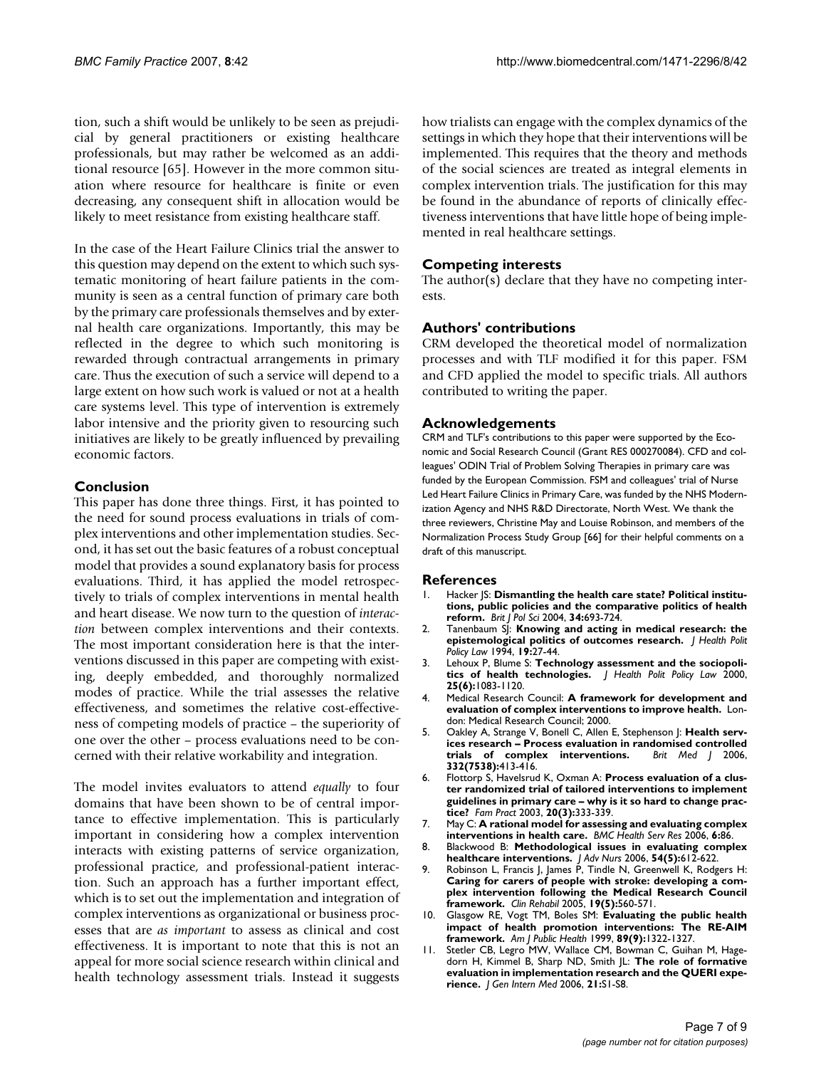tion, such a shift would be unlikely to be seen as prejudicial by general practitioners or existing healthcare professionals, but may rather be welcomed as an additional resource [65]. However in the more common situation where resource for healthcare is finite or even decreasing, any consequent shift in allocation would be likely to meet resistance from existing healthcare staff.

In the case of the Heart Failure Clinics trial the answer to this question may depend on the extent to which such systematic monitoring of heart failure patients in the community is seen as a central function of primary care both by the primary care professionals themselves and by external health care organizations. Importantly, this may be reflected in the degree to which such monitoring is rewarded through contractual arrangements in primary care. Thus the execution of such a service will depend to a large extent on how such work is valued or not at a health care systems level. This type of intervention is extremely labor intensive and the priority given to resourcing such initiatives are likely to be greatly influenced by prevailing economic factors.

## Conclusion

This paper has done three things. First, it has pointed to the need for sound process evaluations in trials of complex interventions and other implementation studies. Second, it has set out the basic features of a robust conceptual model that provides a sound explanatory basis for process evaluations. Third, it has applied the model retrospectively to trials of complex interventions in mental health and heart disease. We now turn to the question of *interaction* between complex interventions and their contexts. The most important consideration here is that the interventions discussed in this paper are competing with existing, deeply embedded, and thoroughly normalized modes of practice. While the trial assesses the relative effectiveness, and sometimes the relative cost-effectiveness of competing models of practice – the superiority of one over the other – process evaluations need to be concerned with their relative workability and integration.

The model invites evaluators to attend *equally* to four domains that have been shown to be of central importance to effective implementation. This is particularly important in considering how a complex intervention interacts with existing patterns of service organization, professional practice, and professional-patient interaction. Such an approach has a further important effect, which is to set out the implementation and integration of complex interventions as organizational or business processes that are *as important* to assess as clinical and cost effectiveness. It is important to note that this is not an appeal for more social science research within clinical and health technology assessment trials. Instead it suggests how trialists can engage with the complex dynamics of the settings in which they hope that their interventions will be implemented. This requires that the theory and methods of the social sciences are treated as integral elements in complex intervention trials. The justification for this may be found in the abundance of reports of clinically effectiveness interventions that have little hope of being implemented in real healthcare settings.

## Competing interests

The author(s) declare that they have no competing interests.

## Authors' contributions

CRM developed the theoretical model of normalization processes and with TLF modified it for this paper. FSM and CFD applied the model to specific trials. All authors contributed to writing the paper.

## Acknowledgements

CRM and TLF's contributions to this paper were supported by the Economic and Social Research Council (Grant RES 000270084). CFD and colleagues' ODIN Trial of Problem Solving Therapies in primary care was funded by the European Commission. FSM and colleagues' trial of Nurse Led Heart Failure Clinics in Primary Care, was funded by the NHS Modernization Agency and NHS R&D Directorate, North West. We thank the three reviewers, Christine May and Louise Robinson, and members of the Normalization Process Study Group [66] for their helpful comments on a draft of this manuscript.

## References

1. Hacker JS: **Dismantling the health care state? Political institutions, public policies and the comparative politics of health reform.** *Brit J Pol Sci* 2004, **34:**693-724.
2. Tanenbaum SJ: **Knowing and acting in medical research: the epistemological politics of outcomes research.** *J Health Polit Policy Law* 1994, **19:**27-44.
3. Lehoux P, Blume S: **Technology assessment and the sociopolitics of health technologies.** *J Health Polit Policy Law* 2000, **25(6):**1083-1120.
4. Medical Research Council: **A framework for development and evaluation of complex interventions to improve health.** London: Medical Research Council; 2000.
5. Oakley A, Strange V, Bonell C, Allen E, Stephenson J: **Health services research – Process evaluation in randomised controlled trials of complex interventions.** *Brit Med J* 2006, **332(7538):**413-416.
6. Flottorp S, Havelsrud K, Oxman A: **Process evaluation of a cluster randomized trial of tailored interventions to implement guidelines in primary care – why is it so hard to change practice?** *Fam Pract* 2003, **20(3):**333-339.
7. May C: **A rational model for assessing and evaluating complex interventions in health care.** *BMC Health Serv Res* 2006, **6:**86.
8. Blackwood B: **Methodological issues in evaluating complex healthcare interventions.** *J Adv Nurs* 2006, **54(5):**612-622.
9. Robinson L, Francis J, James P, Tindle N, Greenwell K, Rodgers H: **Caring for carers of people with stroke: developing a complex intervention following the Medical Research Council framework.** *Clin Rehabil* 2005, **19(5):**560-571.
10. Glasgow RE, Vogt TM, Boles SM: **Evaluating the public health impact of health promotion interventions: The RE-AIM framework.** *Am J Public Health* 1999, **89(9):**1322-1327.
11. Stetler CB, Legro MW, Wallace CM, Bowman C, Guihan M, Hagedorn H, Kimmel B, Sharp ND, Smith JL: **The role of formative evaluation in implementation research and the QUERI experience.** *J Gen Intern Med* 2006, **21:**S1-S8.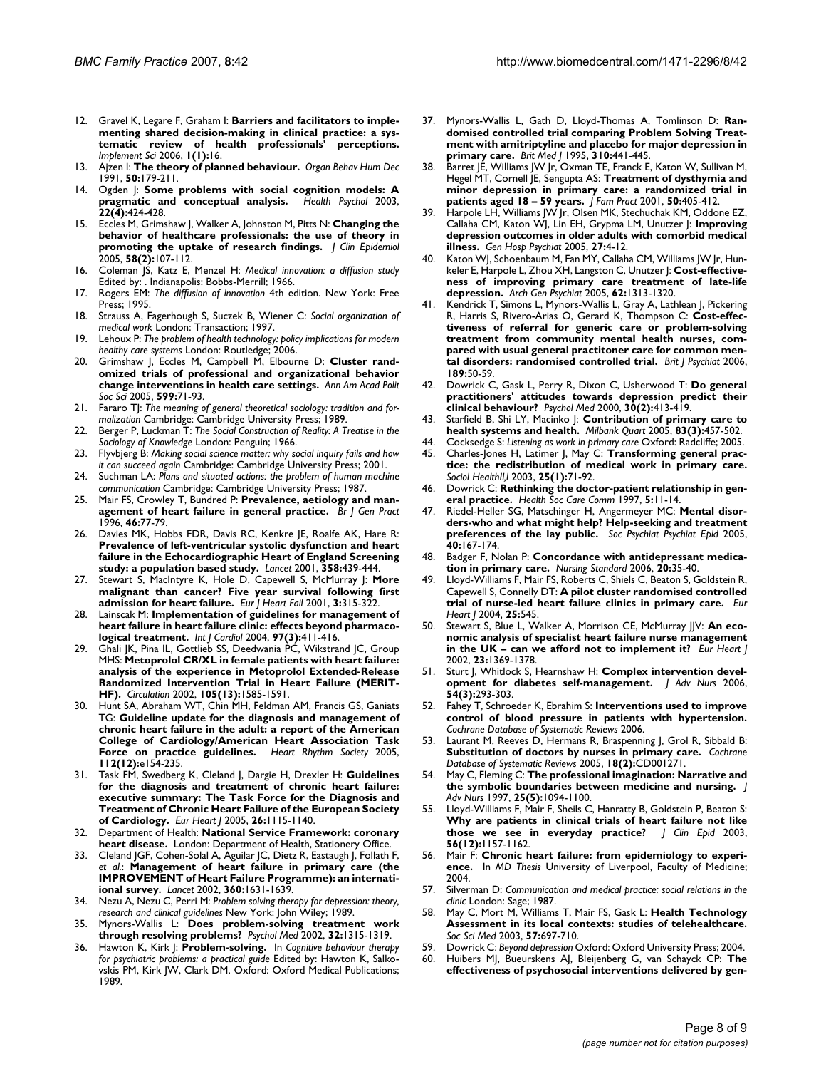12. Gravel K, Legare F, Graham I: **Barriers and facilitators to implementing shared decision-making in clinical practice: a systematic review of health professionals' perceptions.** *Implement Sci* 2006, **1(1):**16.
13. Ajzen I: **The theory of planned behaviour.** *Organ Behav Hum Dec* 1991, **50:**179-211.
14. Ogden J: **Some problems with social cognition models: A pragmatic and conceptual analysis.** *Health Psychol* 2003, **22(4):**424-428.
15. Eccles M, Grimshaw J, Walker A, Johnston M, Pitts N: **Changing the behavior of healthcare professionals: the use of theory in promoting the uptake of research findings.** *J Clin Epidemiol* 2005, **58(2):**107-112.
16. Coleman JS, Katz E, Menzel H: *Medical innovation: a diffusion study* Edited by: . Indianapolis: Bobbs-Merrill; 1966.
17. Rogers EM: *The diffusion of innovation* 4th edition. New York: Free Press; 1995.
18. Strauss A, Fagerhough S, Suczek B, Wiener C: *Social organization of medical work* London: Transaction; 1997.
19. Lehoux P: *The problem of health technology: policy implications for modern healthy care systems* London: Routledge; 2006.
20. Grimshaw J, Eccles M, Campbell M, Elbourne D: **Cluster randomized trials of professional and organizational behavior change interventions in health care settings.** *Ann Am Acad Polit Soc Sci* 2005, **599:**71-93.
21. Fararo TJ: *The meaning of general theoretical sociology: tradition and formalization* Cambridge: Cambridge University Press; 1989.
22. Berger P, Luckman T: *The Social Construction of Reality: A Treatise in the Sociology of Knowledge* London: Penguin; 1966.
23. Flyvbjerg B: *Making social science matter: why social inquiry fails and how it can succeed again* Cambridge: Cambridge University Press; 2001.
24. Suchman LA: *Plans and situated actions: the problem of human machine communication* Cambridge: Cambridge University Press; 1987.
25. Mair FS, Crowley T, Bundred P: **Prevalence, aetiology and management of heart failure in general practice.** *Br J Gen Pract* 1996, **46:**77-79.
26. Davies MK, Hobbs FDR, Davis RC, Kenkre JE, Roalfe AK, Hare R: **Prevalence of left-ventricular systolic dysfunction and heart failure in the Echocardiographic Heart of England Screening study: a population based study.** *Lancet* 2001, **358:**439-444.
27. Stewart S, MacIntyre K, Hole D, Capewell S, McMurray J: **More malignant than cancer? Five year survival following first admission for heart failure.** *Eur J Heart Fail* 2001, **3:**315-322.
28. Lainscak M: **Implementation of guidelines for management of heart failure in heart failure clinic: effects beyond pharmacological treatment.** *Int J Cardiol* 2004, **97(3):**411-416.
29. Ghali JK, Pina IL, Gottlieb SS, Deedwania PC, Wikstrand JC, Group MHS: **Metoprolol CR/XL in female patients with heart failure: analysis of the experience in Metoprolol Extended-Release Randomized Intervention Trial in Heart Failure (MERIT-HF).** *Circulation* 2002, **105(13):**1585-1591.
30. Hunt SA, Abraham WT, Chin MH, Feldman AM, Francis GS, Ganiats TG: **Guideline update for the diagnosis and management of chronic heart failure in the adult: a report of the American College of Cardiology/American Heart Association Task Force on practice guidelines.** *Heart Rhythm Society* 2005, **112(12):**e154-235.
31. Task FM, Swedberg K, Cleland J, Dargie H, Drexler H: **Guidelines for the diagnosis and treatment of chronic heart failure: executive summary: The Task Force for the Diagnosis and Treatment of Chronic Heart Failure of the European Society of Cardiology.** *Eur Heart J* 2005, **26:**1115-1140.
32. Department of Health: **National Service Framework: coronary heart disease.** London: Department of Health, Stationery Office.
33. Cleland JGF, Cohen-Solal A, Aguilar JC, Dietz R, Eastaugh J, Follath F, *et al.*: **Management of heart failure in primary care (the IMPROVEMENT of Heart Failure Programme): an international survey.** *Lancet* 2002, **360:**1631-1639.
34. Nezu A, Nezu C, Perri M: *Problem solving therapy for depression: theory, research and clinical guidelines* New York: John Wiley; 1989.
35. Mynors-Wallis L: **Does problem-solving treatment work through resolving problems?** *Psychol Med* 2002, **32:**1315-1319.
36. Hawton K, Kirk J: **Problem-solving.** In *Cognitive behaviour therapy for psychiatric problems: a practical guide* Edited by: Hawton K, Salkovskis PM, Kirk JW, Clark DM. Oxford: Oxford Medical Publications; 1989.
37. Mynors-Wallis L, Gath D, Lloyd-Thomas A, Tomlinson D: **Randomised controlled trial comparing Problem Solving Treatment with amitriptyline and placebo for major depression in primary care.** *Brit Med J* 1995, **310:**441-445.
38. Barret JE, Williams JW Jr, Oxman TE, Franck E, Katon W, Sullivan M, Hegel MT, Cornell JE, Sengupta AS: **Treatment of dysthymia and minor depression in primary care: a randomized trial in patients aged 18 – 59 years.** *J Fam Pract* 2001, **50:**405-412.
39. Harpole LH, Williams JW Jr, Olsen MK, Stechuchak KM, Oddone EZ, Callaha CM, Katon WJ, Lin EH, Grypma LM, Unutzer J: **Improving depression outcomes in older adults with comorbid medical illness.** *Gen Hosp Psychiat* 2005, **27:**4-12.
40. Katon WJ, Schoenbaum M, Fan MY, Callaha CM, Williams JW Jr, Hunkeler E, Harpole L, Zhou XH, Langston C, Unutzer J: **Cost-effectiveness of improving primary care treatment of late-life depression.** *Arch Gen Psychiat* 2005, **62:**1313-1320.
41. Kendrick T, Simons L, Mynors-Wallis L, Gray A, Lathlean J, Pickering R, Harris S, Rivero-Arias O, Gerard K, Thompson C: **Cost-effectiveness of referral for generic care or problem-solving treatment from community mental health nurses, compared with usual general practitoner care for common mental disorders: randomised controlled trial.** *Brit J Psychiat* 2006, **189:**50-59.
42. Dowrick C, Gask L, Perry R, Dixon C, Usherwood T: **Do general practitioners' attitudes towards depression predict their clinical behaviour?** *Psychol Med* 2000, **30(2):**413-419.
43. Starfield B, Shi LY, Macinko J: **Contribution of primary care to health systems and health.** *Milbank Quart* 2005, **83(3):**457-502.
44. Cocksedge S: *Listening as work in primary care* Oxford: Radcliffe; 2005.
45. Charles-Jones H, Latimer J, May C: **Transforming general practice: the redistribution of medical work in primary care.** *Sociol Healthl,l* 2003, **25(1):**71-92.
46. Dowrick C: **Rethinking the doctor-patient relationship in general practice.** *Health Soc Care Comm* 1997, **5:**11-14.
47. Riedel-Heller SG, Matschinger H, Angermeyer MC: **Mental disorders-who and what might help? Help-seeking and treatment preferences of the lay public.** *Soc Psychiat Psychiat Epid* 2005, **40:**167-174.
48. Badger F, Nolan P: **Concordance with antidepressant medication in primary care.** *Nursing Standard* 2006, **20:**35-40.
49. Lloyd-Williams F, Mair FS, Roberts C, Shiels C, Beaton S, Goldstein R, Capewell S, Connelly DT: **A pilot cluster randomised controlled trial of nurse-led heart failure clinics in primary care.** *Eur Heart J* 2004, **25:**545.
50. Stewart S, Blue L, Walker A, Morrison CE, McMurray JJV: **An economic analysis of specialist heart failure nurse management in the UK – can we afford not to implement it?** *Eur Heart J* 2002, **23:**1369-1378.
51. Sturt J, Whitlock S, Hearnshaw H: **Complex intervention development for diabetes self-management.** *J Adv Nurs* 2006, **54(3):**293-303.
52. Fahey T, Schroeder K, Ebrahim S: **Interventions used to improve control of blood pressure in patients with hypertension.** *Cochrane Database of Systematic Reviews* 2006.
53. Laurant M, Reeves D, Hermans R, Braspenning J, Grol R, Sibbald B: **Substitution of doctors by nurses in primary care.** *Cochrane Database of Systematic Reviews* 2005, **18(2):**CD001271.
54. May C, Fleming C: **The professional imagination: Narrative and the symbolic boundaries between medicine and nursing.** *J Adv Nurs* 1997, **25(5):**1094-1100.
55. Lloyd-Williams F, Mair FS, Sheils C, Hanratty B, Goldstein P, Beaton S: **Why are patients in clinical trials of heart failure not like those we see in everyday practice?** *J Clin Epid* 2003, **56(12):**1157-1162.
56. Mair F: **Chronic heart failure: from epidemiology to experience.** In *MD Thesis* University of Liverpool, Faculty of Medicine; 2004.
57. Silverman D: *Communication and medical practice: social relations in the clinic* London: Sage; 1987.
58. May C, Mort M, Williams T, Mair FS, Gask L: **Health Technology Assessment in its local contexts: studies of telehealthcare.** *Soc Sci Med* 2003, **57:**697-710.
59. Dowrick C: *Beyond depression* Oxford: Oxford University Press; 2004.
60. Huibers MJ, Bueurskens AJ, Bleijenberg G, van Schayck CP: **The effectiveness of psychosocial interventions delivered by gen-**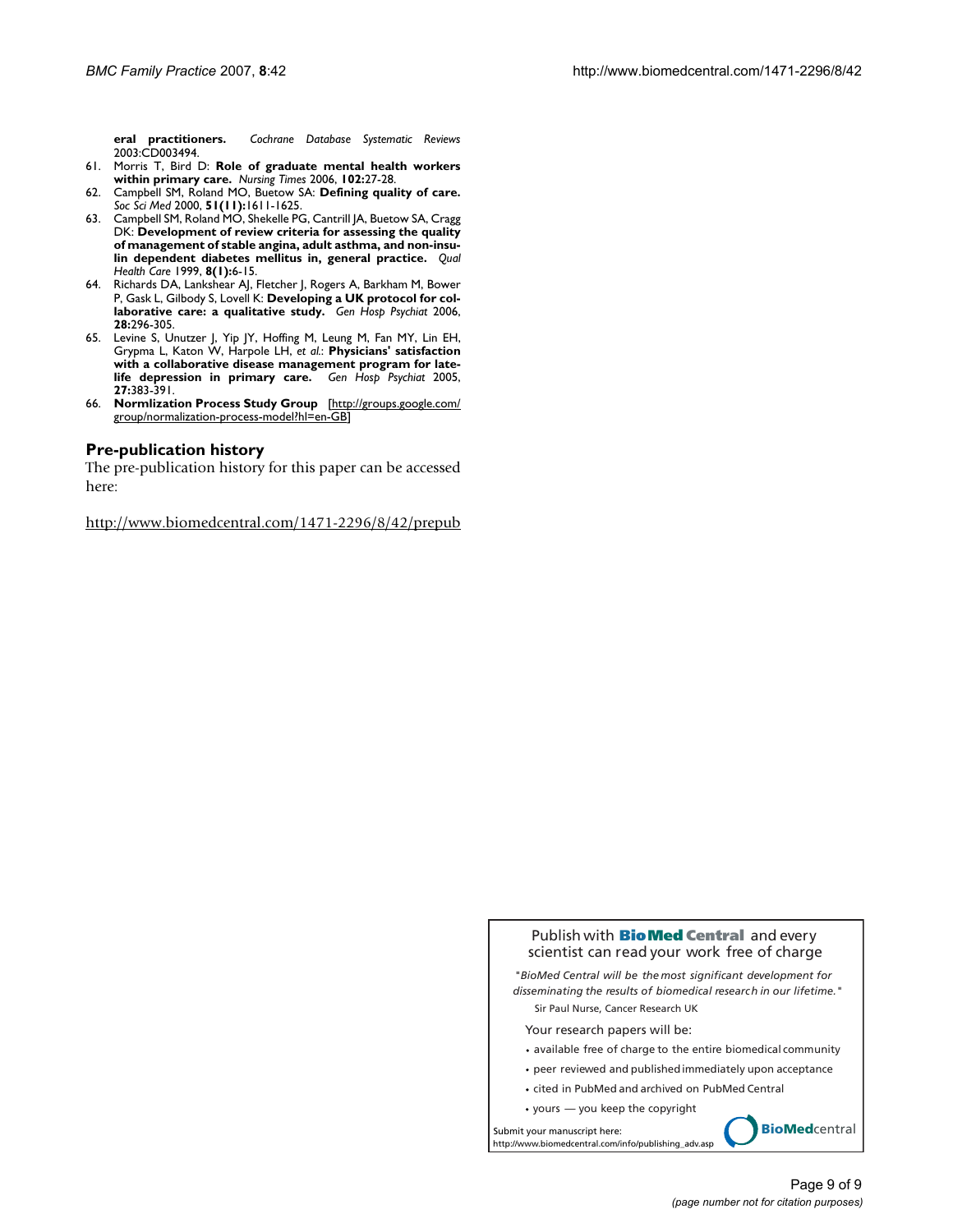**eral practitioners.** *Cochrane Database Systematic Reviews* 2003:CD003494.

61. Morris T, Bird D: **Role of graduate mental health workers within primary care.** *Nursing Times* 2006, **102:**27-28.
62. Campbell SM, Roland MO, Buetow SA: **Defining quality of care.** *Soc Sci Med* 2000, **51(11):**1611-1625.
63. Campbell SM, Roland MO, Shekelle PG, Cantrill JA, Buetow SA, Cragg DK: **Development of review criteria for assessing the quality of management of stable angina, adult asthma, and non-insulin dependent diabetes mellitus in, general practice.** *Qual Health Care* 1999, **8(1):**6-15.
64. Richards DA, Lankshear AJ, Fletcher J, Rogers A, Barkham M, Bower P, Gask L, Gilbody S, Lovell K: **Developing a UK protocol for collaborative care: a qualitative study.** *Gen Hosp Psychiat* 2006, **28:**296-305.
65. Levine S, Unutzer J, Yip JY, Hoffing M, Leung M, Fan MY, Lin EH, Grypma L, Katon W, Harpole LH, *et al.*: **Physicians' satisfaction with a collaborative disease management program for late-life depression in primary care.** *Gen Hosp Psychiat* 2005, **27:**383-391.
66. **Normlization Process Study Group** [http://groups.google.com/group/normalization-process-model?hl=en-GB]

## Pre-publication history

The pre-publication history for this paper can be accessed here:

http://www.biomedcentral.com/1471-2296/8/42/prepub

Publish with **BioMed Central** and every scientist can read your work free of charge

*"BioMed Central will be the most significant development for disseminating the results of biomedical research in our lifetime."*
Sir Paul Nurse, Cancer Research UK

Your research papers will be:

- available free of charge to the entire biomedical community
- peer reviewed and published immediately upon acceptance
- cited in PubMed and archived on PubMed Central
- yours — you keep the copyright

Submit your manuscript here:
http://www.biomedcentral.com/info/publishing_adv.asp

**BioMed**central